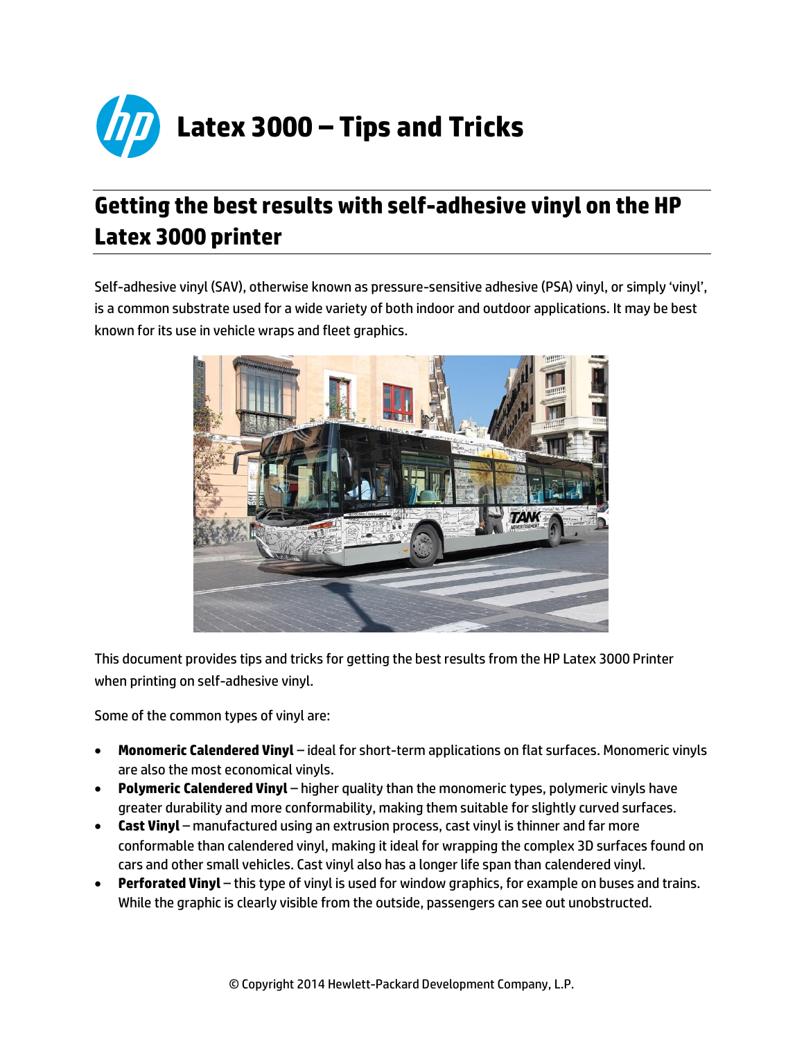# Latex 3000 – Tips and Tricks

## Getting the best results with self-adhesive vinyl on the HP Latex 3000 printer

Self-adhesive vinyl (SAV), otherwise known as pressure-sensitive adhesive (PSA) vinyl, or simply 'vinyl', is a common substrate used for a wide variety of both indoor and outdoor applications. It may be best known for its use in vehicle wraps and fleet graphics.

This document provides tips and tricks for getting the best results from the HP Latex 3000 Printer when printing on self-adhesive vinyl.

Some of the common types of vinyl are:

- **Monomeric Calendered Vinyl** – ideal for short-term applications on flat surfaces. Monomeric vinyls are also the most economical vinyls.
- **Polymeric Calendered Vinyl** – higher quality than the monomeric types, polymeric vinyls have greater durability and more conformability, making them suitable for slightly curved surfaces.
- **Cast Vinyl** – manufactured using an extrusion process, cast vinyl is thinner and far more conformable than calendered vinyl, making it ideal for wrapping the complex 3D surfaces found on cars and other small vehicles. Cast vinyl also has a longer life span than calendered vinyl.
- **Perforated Vinyl** – this type of vinyl is used for window graphics, for example on buses and trains. While the graphic is clearly visible from the outside, passengers can see out unobstructed.

© Copyright 2014 Hewlett-Packard Development Company, L.P.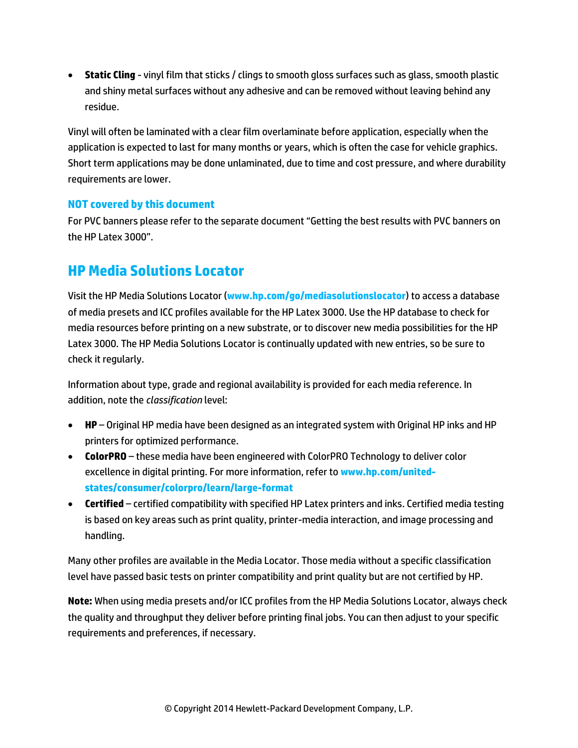- **Static Cling** - vinyl film that sticks / clings to smooth gloss surfaces such as glass, smooth plastic and shiny metal surfaces without any adhesive and can be removed without leaving behind any residue.

Vinyl will often be laminated with a clear film overlaminate before application, especially when the application is expected to last for many months or years, which is often the case for vehicle graphics. Short term applications may be done unlaminated, due to time and cost pressure, and where durability requirements are lower.

### NOT covered by this document

For PVC banners please refer to the separate document “Getting the best results with PVC banners on the HP Latex 3000”.

## HP Media Solutions Locator

Visit the HP Media Solutions Locator (**www.hp.com/go/mediasolutionslocator**) to access a database of media presets and ICC profiles available for the HP Latex 3000. Use the HP database to check for media resources before printing on a new substrate, or to discover new media possibilities for the HP Latex 3000. The HP Media Solutions Locator is continually updated with new entries, so be sure to check it regularly.

Information about type, grade and regional availability is provided for each media reference. In addition, note the *classification* level:

- **HP** – Original HP media have been designed as an integrated system with Original HP inks and HP printers for optimized performance.
- **ColorPRO** – these media have been engineered with ColorPRO Technology to deliver color excellence in digital printing. For more information, refer to **www.hp.com/united-states/consumer/colorpro/learn/large-format**
- **Certified** – certified compatibility with specified HP Latex printers and inks. Certified media testing is based on key areas such as print quality, printer-media interaction, and image processing and handling.

Many other profiles are available in the Media Locator. Those media without a specific classification level have passed basic tests on printer compatibility and print quality but are not certified by HP.

**Note:** When using media presets and/or ICC profiles from the HP Media Solutions Locator, always check the quality and throughput they deliver before printing final jobs. You can then adjust to your specific requirements and preferences, if necessary.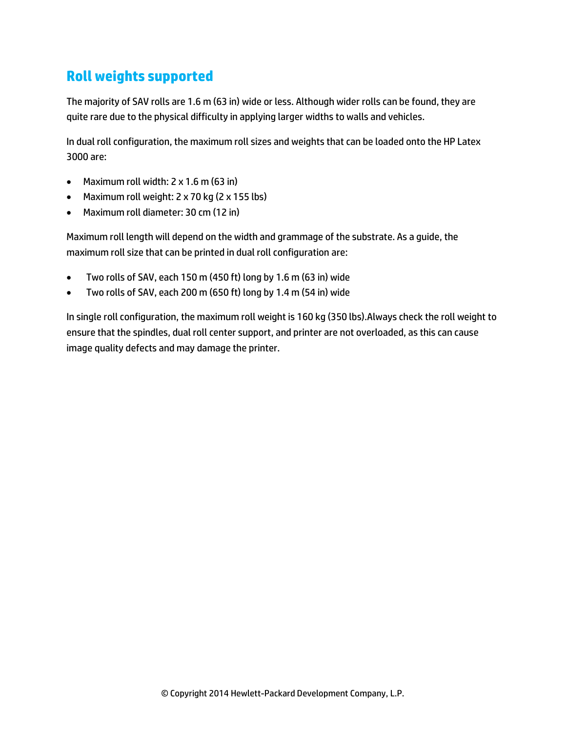## Roll weights supported

The majority of SAV rolls are 1.6 m (63 in) wide or less. Although wider rolls can be found, they are quite rare due to the physical difficulty in applying larger widths to walls and vehicles.

In dual roll configuration, the maximum roll sizes and weights that can be loaded onto the HP Latex 3000 are:

- Maximum roll width: 2 x 1.6 m (63 in)
- Maximum roll weight: 2 x 70 kg (2 x 155 lbs)
- Maximum roll diameter: 30 cm (12 in)

Maximum roll length will depend on the width and grammage of the substrate. As a guide, the maximum roll size that can be printed in dual roll configuration are:

- Two rolls of SAV, each 150 m (450 ft) long by 1.6 m (63 in) wide
- Two rolls of SAV, each 200 m (650 ft) long by 1.4 m (54 in) wide

In single roll configuration, the maximum roll weight is 160 kg (350 lbs).Always check the roll weight to ensure that the spindles, dual roll center support, and printer are not overloaded, as this can cause image quality defects and may damage the printer.

© Copyright 2014 Hewlett-Packard Development Company, L.P.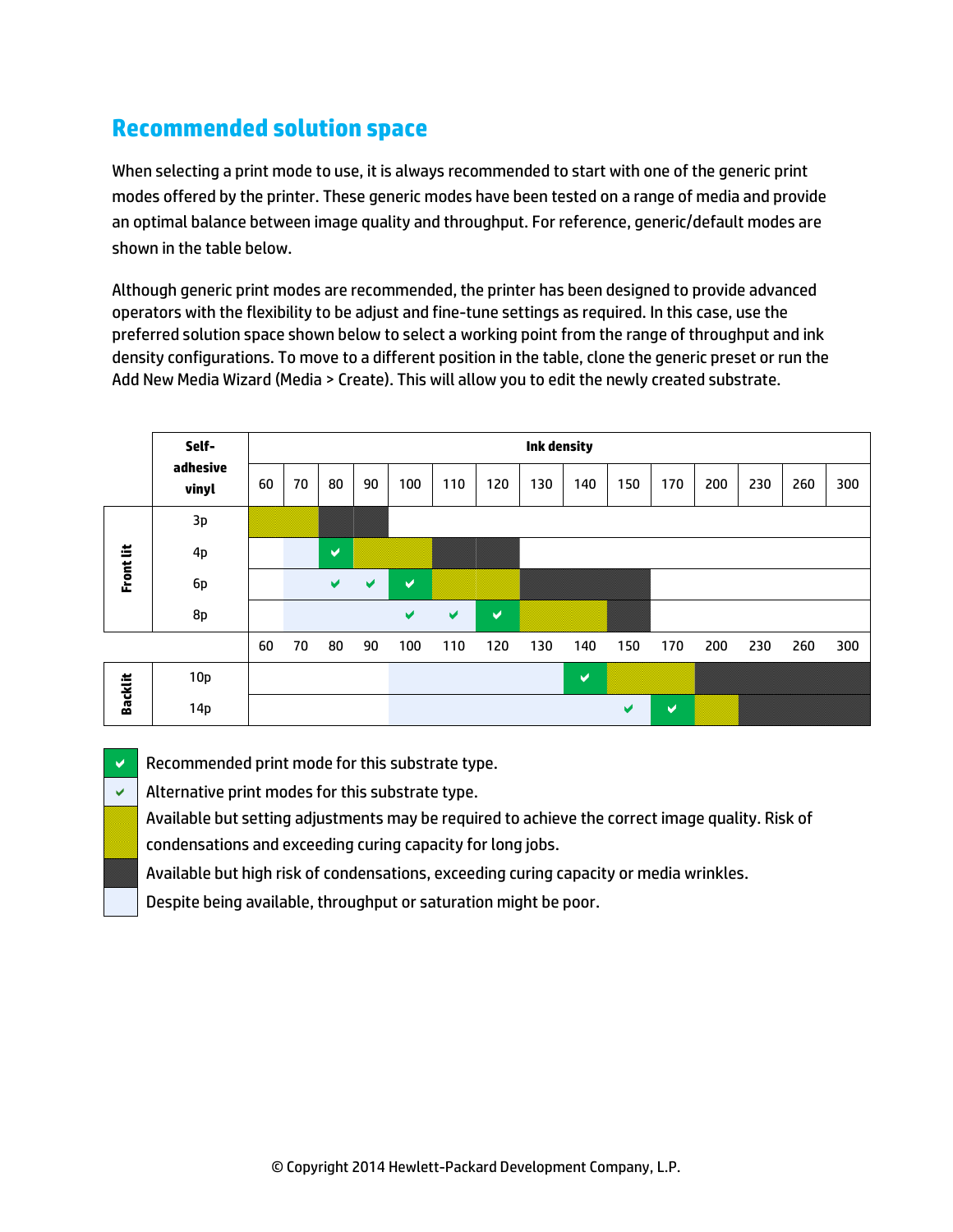## Recommended solution space

When selecting a print mode to use, it is always recommended to start with one of the generic print modes offered by the printer. These generic modes have been tested on a range of media and provide an optimal balance between image quality and throughput. For reference, generic/default modes are shown in the table below.

Although generic print modes are recommended, the printer has been designed to provide advanced operators with the flexibility to be adjust and fine-tune settings as required. In this case, use the preferred solution space shown below to select a working point from the range of throughput and ink density configurations. To move to a different position in the table, clone the generic preset or run the Add New Media Wizard (Media > Create). This will allow you to edit the newly created substrate.

| | Self-adhesive vinyl | Ink density | | | | | | | | | | | | | | |
|---|---|---|---|---|---|---|---|---|---|---|---|---|---|---|---|---|
| | | 60 | 70 | 80 | 90 | 100 | 110 | 120 | 130 | 140 | 150 | 170 | 200 | 230 | 260 | 300 |
| Front lit | 3p | Y | Y | D | D | | | | | | | | | | | |
| | 4p | | P | ✔ R | Y | Y | D | D | | | | | | | | |
| | 6p | | P | ✔ A | ✔ A | ✔ R | Y | Y | D | D | D | | | | | |
| | 8p | | P | P | P | ✔ A | ✔ A | ✔ R | Y | Y | D | | | | | |
| | | 60 | 70 | 80 | 90 | 100 | 110 | 120 | 130 | 140 | 150 | 170 | 200 | 230 | 260 | 300 |
| Backlit | 10p | | | | | P | P | P | P | ✔ R | Y | Y | D | D | D | D |
| | 14p | | | | | P | P | P | P | P | ✔ A | ✔ R | Y | D | D | D |

- ✔ R (green): Recommended print mode for this substrate type.
- ✔ A (light): Alternative print modes for this substrate type.
- Y (yellow): Available but setting adjustments may be required to achieve the correct image quality. Risk of condensations and exceeding curing capacity for long jobs.
- D (dark): Available but high risk of condensations, exceeding curing capacity or media wrinkles.
- P (light blue): Despite being available, throughput or saturation might be poor.

© Copyright 2014 Hewlett-Packard Development Company, L.P.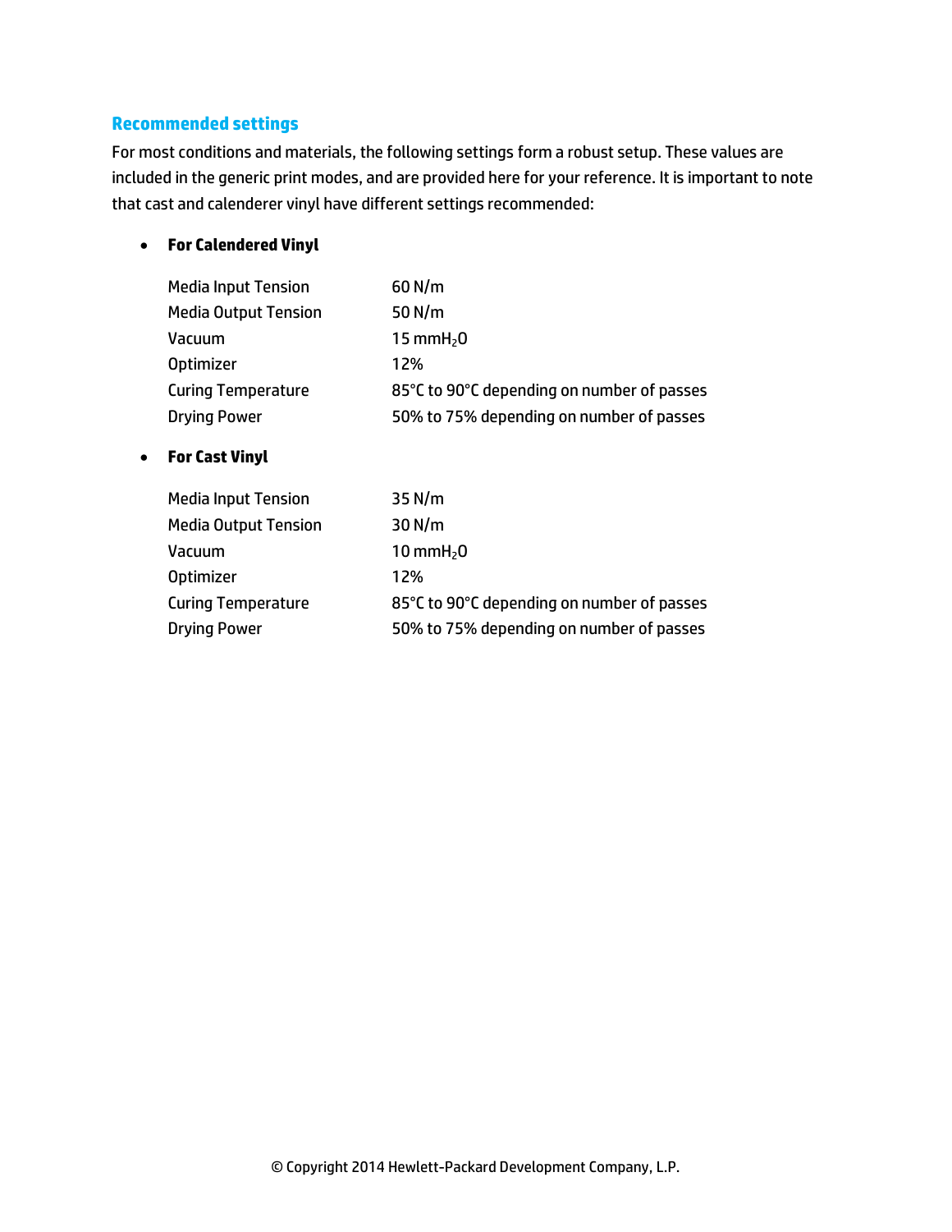## Recommended settings

For most conditions and materials, the following settings form a robust setup. These values are included in the generic print modes, and are provided here for your reference. It is important to note that cast and calenderer vinyl have different settings recommended:

- **For Calendered Vinyl**

| | |
|---|---|
| Media Input Tension | 60 N/m |
| Media Output Tension | 50 N/m |
| Vacuum | 15 mm$H_2O$ |
| Optimizer | 12% |
| Curing Temperature | 85°C to 90°C depending on number of passes |
| Drying Power | 50% to 75% depending on number of passes |

- **For Cast Vinyl**

| | |
|---|---|
| Media Input Tension | 35 N/m |
| Media Output Tension | 30 N/m |
| Vacuum | 10 mm$H_2O$ |
| Optimizer | 12% |
| Curing Temperature | 85°C to 90°C depending on number of passes |
| Drying Power | 50% to 75% depending on number of passes |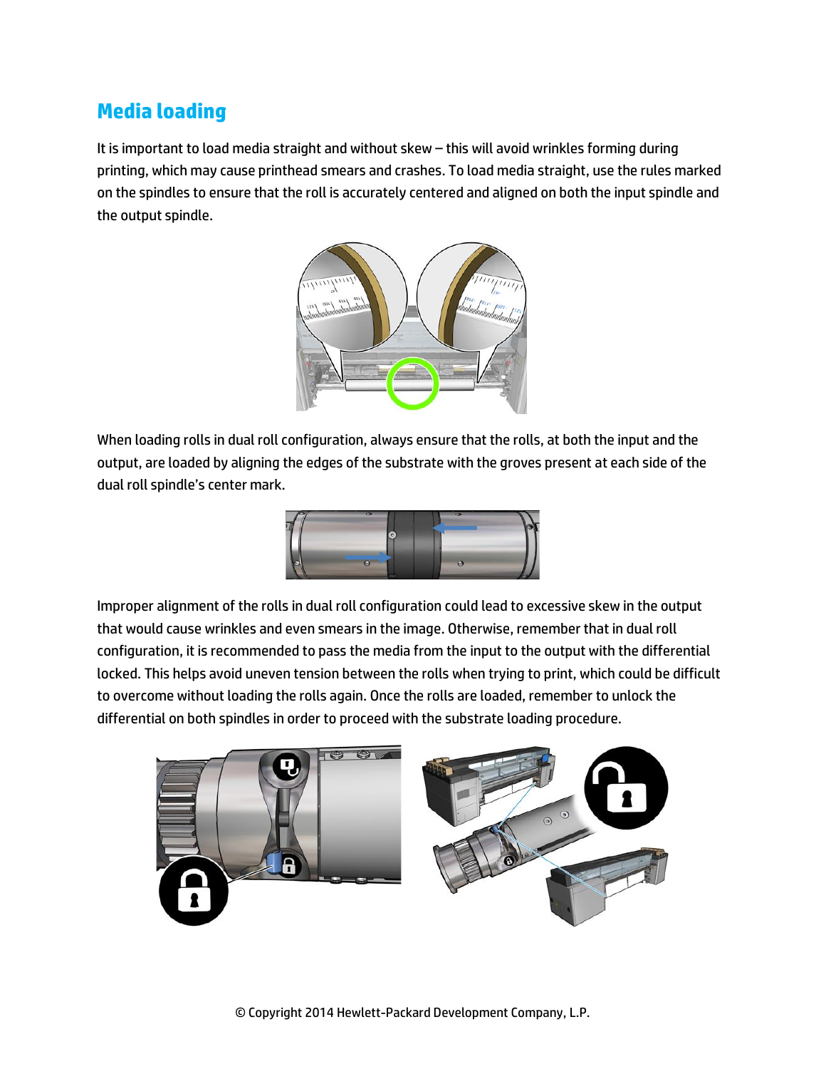## Media loading

It is important to load media straight and without skew – this will avoid wrinkles forming during printing, which may cause printhead smears and crashes. To load media straight, use the rules marked on the spindles to ensure that the roll is accurately centered and aligned on both the input spindle and the output spindle.

When loading rolls in dual roll configuration, always ensure that the rolls, at both the input and the output, are loaded by aligning the edges of the substrate with the groves present at each side of the dual roll spindle's center mark.

Improper alignment of the rolls in dual roll configuration could lead to excessive skew in the output that would cause wrinkles and even smears in the image. Otherwise, remember that in dual roll configuration, it is recommended to pass the media from the input to the output with the differential locked. This helps avoid uneven tension between the rolls when trying to print, which could be difficult to overcome without loading the rolls again. Once the rolls are loaded, remember to unlock the differential on both spindles in order to proceed with the substrate loading procedure.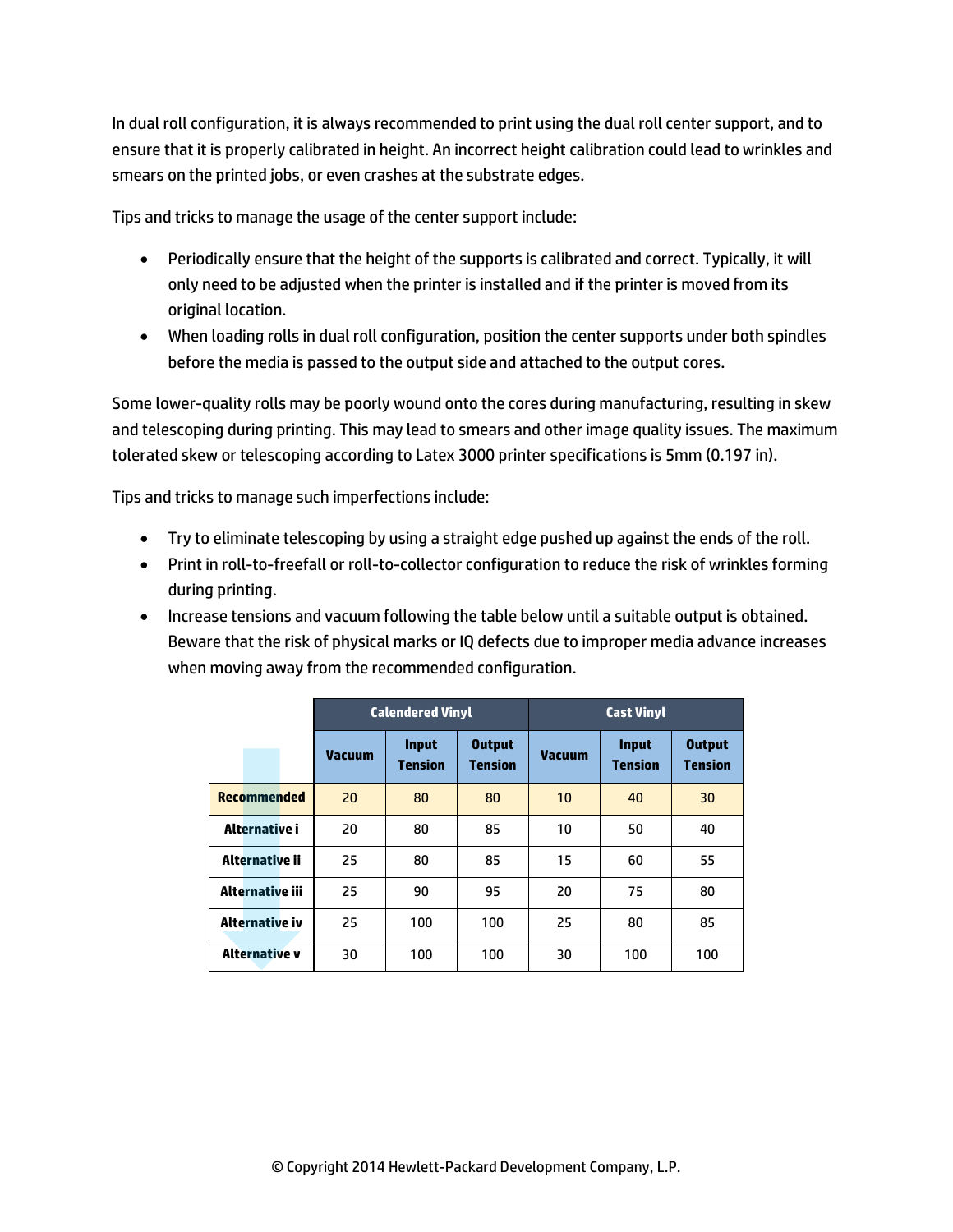In dual roll configuration, it is always recommended to print using the dual roll center support, and to ensure that it is properly calibrated in height. An incorrect height calibration could lead to wrinkles and smears on the printed jobs, or even crashes at the substrate edges.

Tips and tricks to manage the usage of the center support include:

- Periodically ensure that the height of the supports is calibrated and correct. Typically, it will only need to be adjusted when the printer is installed and if the printer is moved from its original location.
- When loading rolls in dual roll configuration, position the center supports under both spindles before the media is passed to the output side and attached to the output cores.

Some lower-quality rolls may be poorly wound onto the cores during manufacturing, resulting in skew and telescoping during printing. This may lead to smears and other image quality issues. The maximum tolerated skew or telescoping according to Latex 3000 printer specifications is 5mm (0.197 in).

Tips and tricks to manage such imperfections include:

- Try to eliminate telescoping by using a straight edge pushed up against the ends of the roll.
- Print in roll-to-freefall or roll-to-collector configuration to reduce the risk of wrinkles forming during printing.
- Increase tensions and vacuum following the table below until a suitable output is obtained. Beware that the risk of physical marks or IQ defects due to improper media advance increases when moving away from the recommended configuration.

| | Calendered Vinyl | | | Cast Vinyl | | |
|---|---|---|---|---|---|---|
| | **Vacuum** | **Input Tension** | **Output Tension** | **Vacuum** | **Input Tension** | **Output Tension** |
| **Recommended** | 20 | 80 | 80 | 10 | 40 | 30 |
| **Alternative i** | 20 | 80 | 85 | 10 | 50 | 40 |
| **Alternative ii** | 25 | 80 | 85 | 15 | 60 | 55 |
| **Alternative iii** | 25 | 90 | 95 | 20 | 75 | 80 |
| **Alternative iv** | 25 | 100 | 100 | 25 | 80 | 85 |
| **Alternative v** | 30 | 100 | 100 | 30 | 100 | 100 |

© Copyright 2014 Hewlett-Packard Development Company, L.P.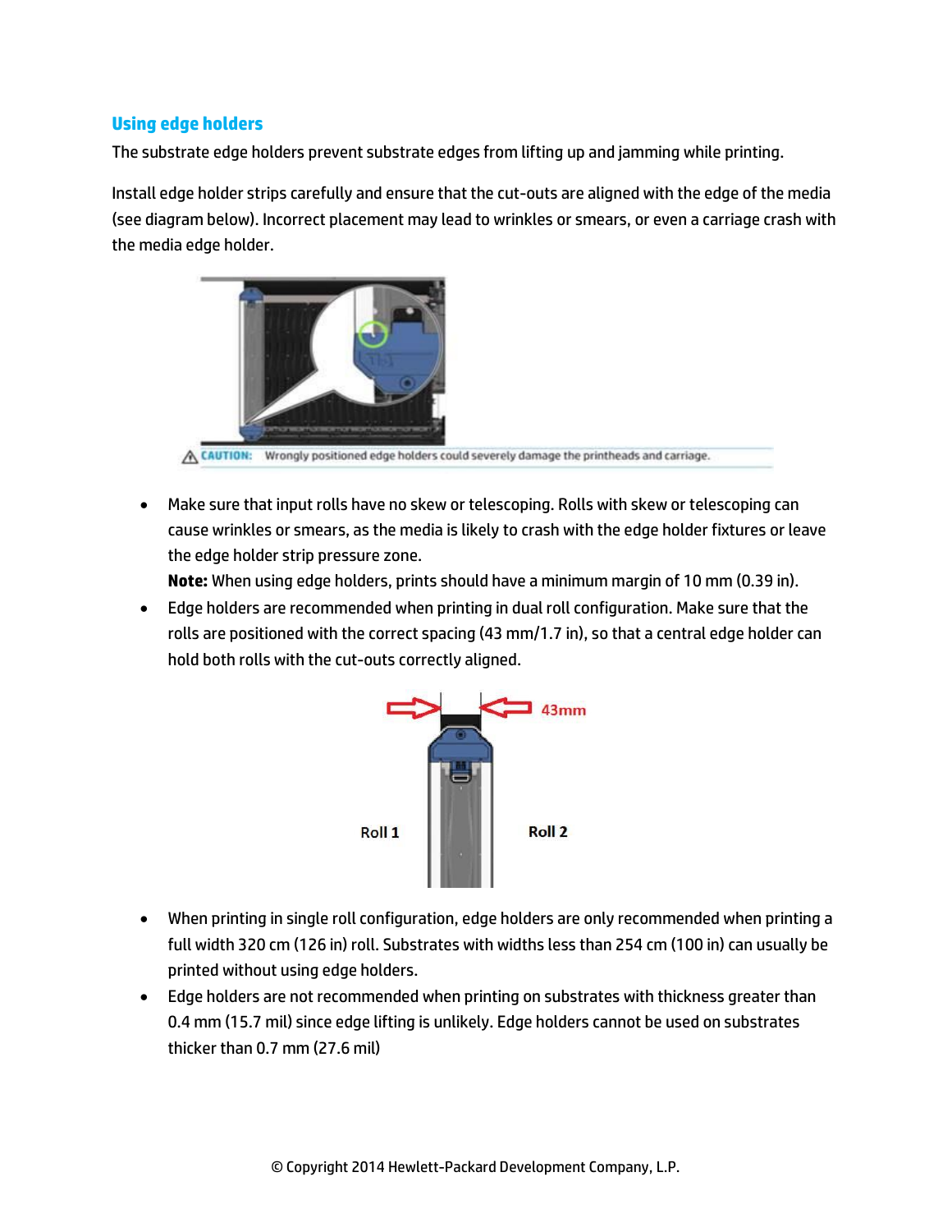## Using edge holders

The substrate edge holders prevent substrate edges from lifting up and jamming while printing.

Install edge holder strips carefully and ensure that the cut-outs are aligned with the edge of the media (see diagram below). Incorrect placement may lead to wrinkles or smears, or even a carriage crash with the media edge holder.

CAUTION: Wrongly positioned edge holders could severely damage the printheads and carriage.

- Make sure that input rolls have no skew or telescoping. Rolls with skew or telescoping can cause wrinkles or smears, as the media is likely to crash with the edge holder fixtures or leave the edge holder strip pressure zone.
  **Note:** When using edge holders, prints should have a minimum margin of 10 mm (0.39 in).
- Edge holders are recommended when printing in dual roll configuration. Make sure that the rolls are positioned with the correct spacing (43 mm/1.7 in), so that a central edge holder can hold both rolls with the cut-outs correctly aligned.

43mm

Roll 1 Roll 2

- When printing in single roll configuration, edge holders are only recommended when printing a full width 320 cm (126 in) roll. Substrates with widths less than 254 cm (100 in) can usually be printed without using edge holders.
- Edge holders are not recommended when printing on substrates with thickness greater than 0.4 mm (15.7 mil) since edge lifting is unlikely. Edge holders cannot be used on substrates thicker than 0.7 mm (27.6 mil)

© Copyright 2014 Hewlett-Packard Development Company, L.P.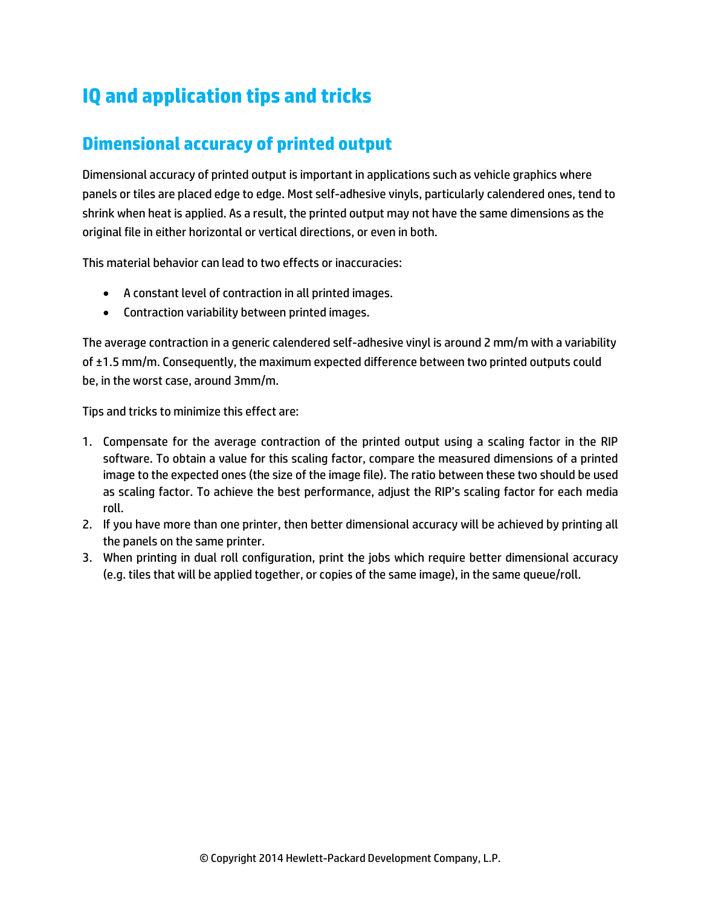# IQ and application tips and tricks

## Dimensional accuracy of printed output

Dimensional accuracy of printed output is important in applications such as vehicle graphics where panels or tiles are placed edge to edge. Most self-adhesive vinyls, particularly calendered ones, tend to shrink when heat is applied. As a result, the printed output may not have the same dimensions as the original file in either horizontal or vertical directions, or even in both.

This material behavior can lead to two effects or inaccuracies:

- A constant level of contraction in all printed images.
- Contraction variability between printed images.

The average contraction in a generic calendered self-adhesive vinyl is around 2 mm/m with a variability of ±1.5 mm/m. Consequently, the maximum expected difference between two printed outputs could be, in the worst case, around 3mm/m.

Tips and tricks to minimize this effect are:

1. Compensate for the average contraction of the printed output using a scaling factor in the RIP software. To obtain a value for this scaling factor, compare the measured dimensions of a printed image to the expected ones (the size of the image file). The ratio between these two should be used as scaling factor. To achieve the best performance, adjust the RIP's scaling factor for each media roll.
2. If you have more than one printer, then better dimensional accuracy will be achieved by printing all the panels on the same printer.
3. When printing in dual roll configuration, print the jobs which require better dimensional accuracy (e.g. tiles that will be applied together, or copies of the same image), in the same queue/roll.

© Copyright 2014 Hewlett-Packard Development Company, L.P.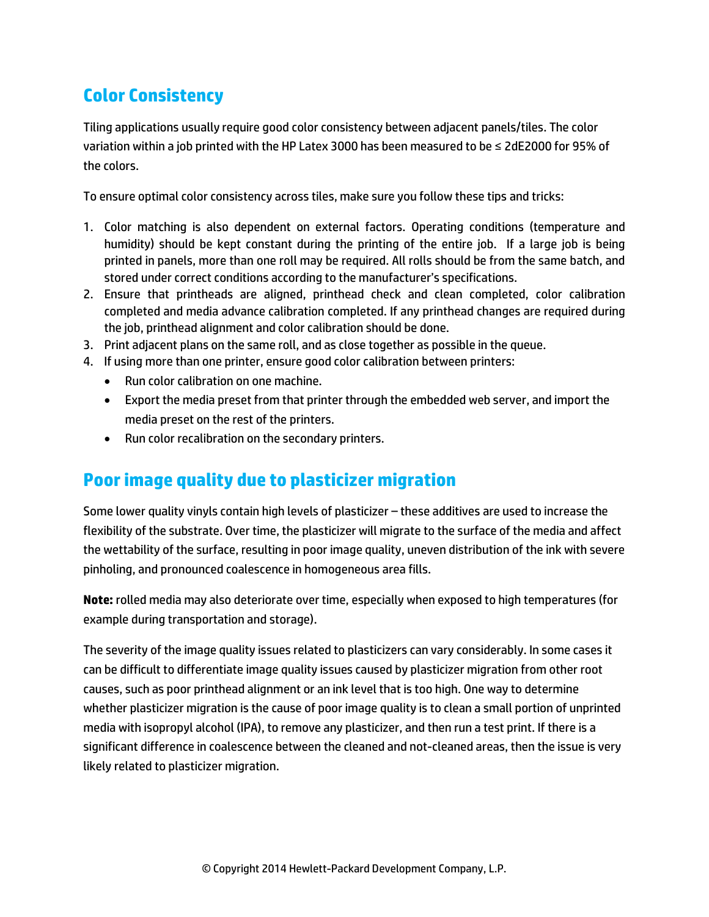## Color Consistency

Tiling applications usually require good color consistency between adjacent panels/tiles. The color variation within a job printed with the HP Latex 3000 has been measured to be ≤ 2dE2000 for 95% of the colors.

To ensure optimal color consistency across tiles, make sure you follow these tips and tricks:

1. Color matching is also dependent on external factors. Operating conditions (temperature and humidity) should be kept constant during the printing of the entire job. If a large job is being printed in panels, more than one roll may be required. All rolls should be from the same batch, and stored under correct conditions according to the manufacturer's specifications.
2. Ensure that printheads are aligned, printhead check and clean completed, color calibration completed and media advance calibration completed. If any printhead changes are required during the job, printhead alignment and color calibration should be done.
3. Print adjacent plans on the same roll, and as close together as possible in the queue.
4. If using more than one printer, ensure good color calibration between printers:
   - Run color calibration on one machine.
   - Export the media preset from that printer through the embedded web server, and import the media preset on the rest of the printers.
   - Run color recalibration on the secondary printers.

## Poor image quality due to plasticizer migration

Some lower quality vinyls contain high levels of plasticizer – these additives are used to increase the flexibility of the substrate. Over time, the plasticizer will migrate to the surface of the media and affect the wettability of the surface, resulting in poor image quality, uneven distribution of the ink with severe pinholing, and pronounced coalescence in homogeneous area fills.

**Note:** rolled media may also deteriorate over time, especially when exposed to high temperatures (for example during transportation and storage).

The severity of the image quality issues related to plasticizers can vary considerably. In some cases it can be difficult to differentiate image quality issues caused by plasticizer migration from other root causes, such as poor printhead alignment or an ink level that is too high. One way to determine whether plasticizer migration is the cause of poor image quality is to clean a small portion of unprinted media with isopropyl alcohol (IPA), to remove any plasticizer, and then run a test print. If there is a significant difference in coalescence between the cleaned and not-cleaned areas, then the issue is very likely related to plasticizer migration.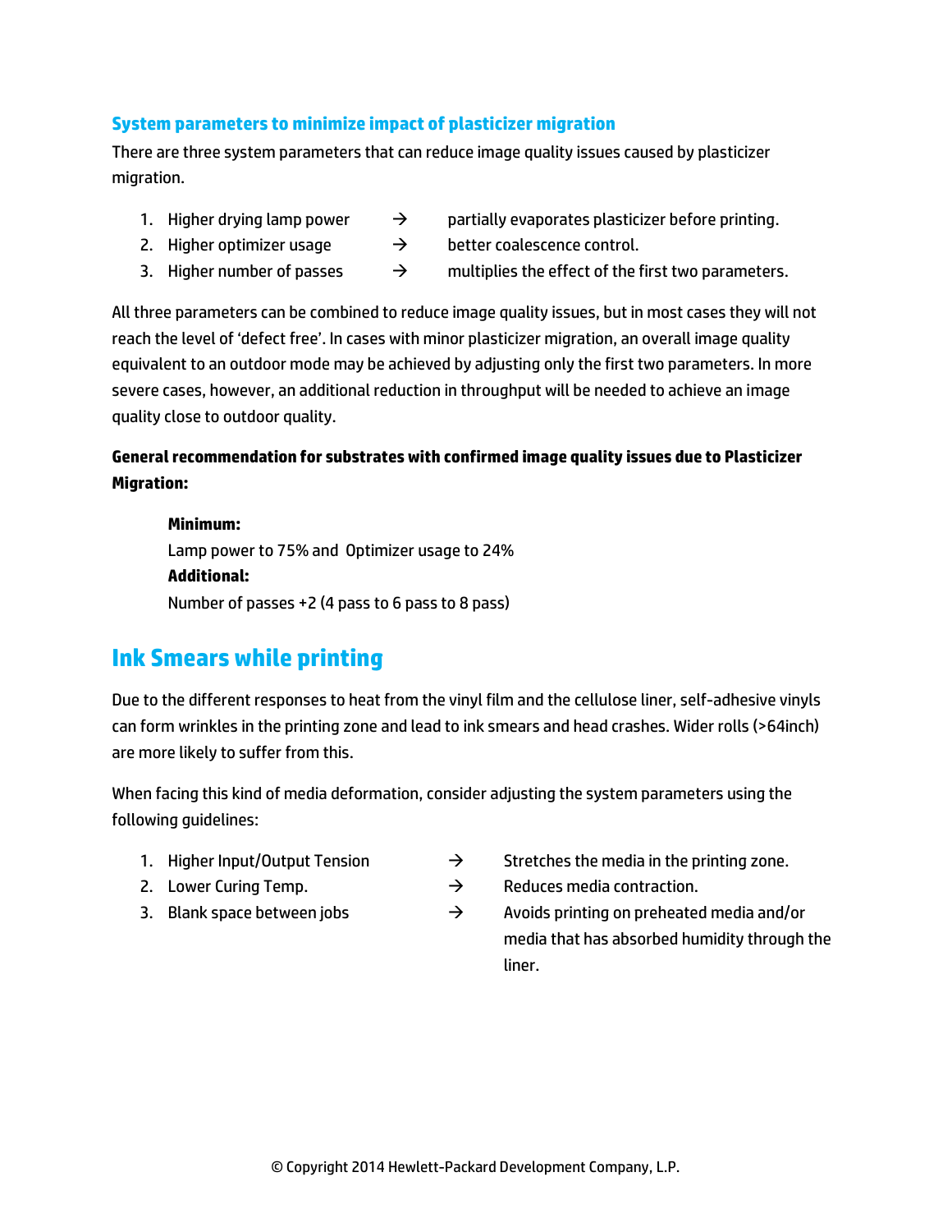### System parameters to minimize impact of plasticizer migration

There are three system parameters that can reduce image quality issues caused by plasticizer migration.

1. Higher drying lamp power → partially evaporates plasticizer before printing.
2. Higher optimizer usage → better coalescence control.
3. Higher number of passes → multiplies the effect of the first two parameters.

All three parameters can be combined to reduce image quality issues, but in most cases they will not reach the level of 'defect free'. In cases with minor plasticizer migration, an overall image quality equivalent to an outdoor mode may be achieved by adjusting only the first two parameters. In more severe cases, however, an additional reduction in throughput will be needed to achieve an image quality close to outdoor quality.

**General recommendation for substrates with confirmed image quality issues due to Plasticizer Migration:**

**Minimum:**
Lamp power to 75% and Optimizer usage to 24%
**Additional:**
Number of passes +2 (4 pass to 6 pass to 8 pass)

## Ink Smears while printing

Due to the different responses to heat from the vinyl film and the cellulose liner, self-adhesive vinyls can form wrinkles in the printing zone and lead to ink smears and head crashes. Wider rolls (>64inch) are more likely to suffer from this.

When facing this kind of media deformation, consider adjusting the system parameters using the following guidelines:

1. Higher Input/Output Tension → Stretches the media in the printing zone.
2. Lower Curing Temp. → Reduces media contraction.
3. Blank space between jobs → Avoids printing on preheated media and/or media that has absorbed humidity through the liner.

© Copyright 2014 Hewlett-Packard Development Company, L.P.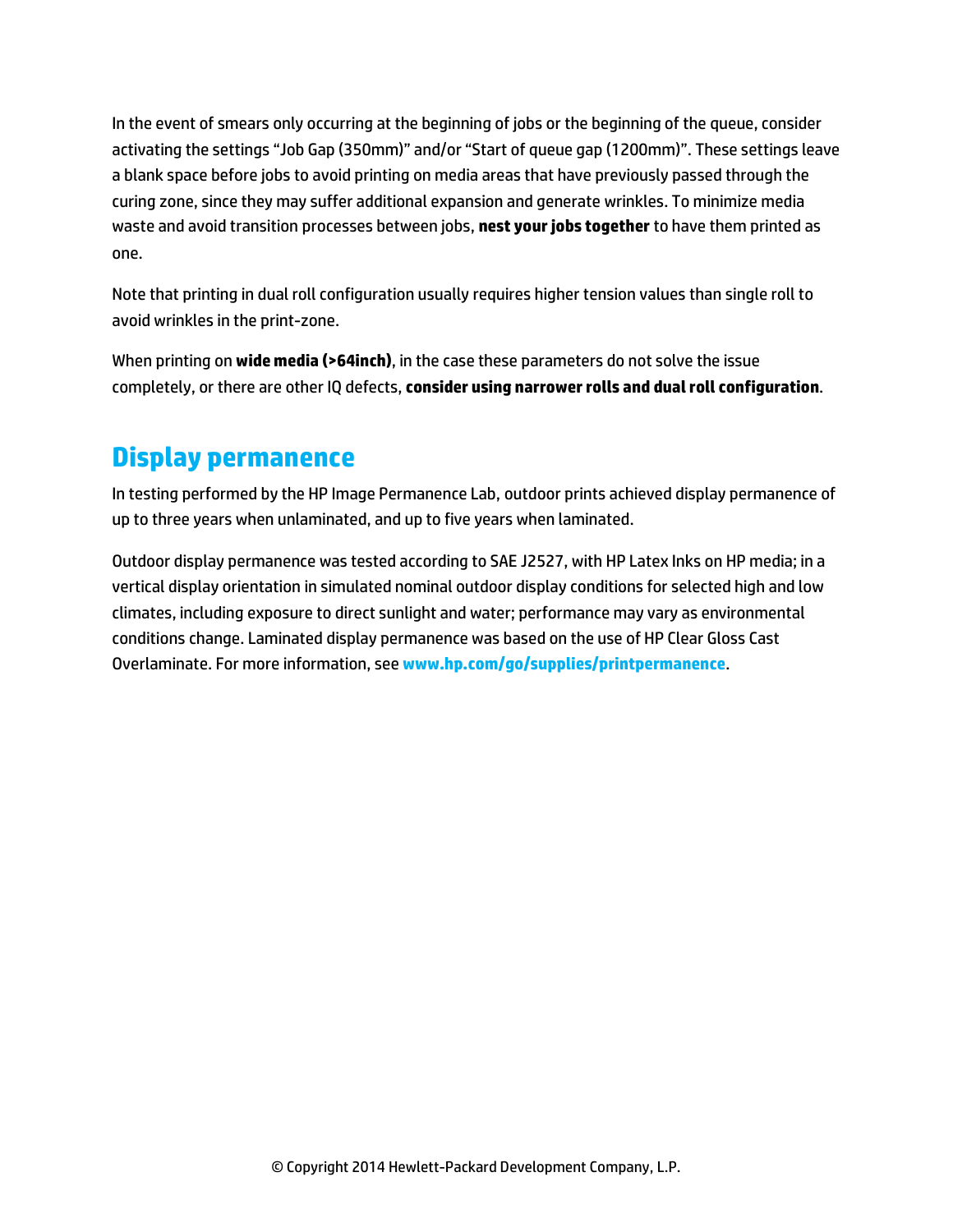In the event of smears only occurring at the beginning of jobs or the beginning of the queue, consider activating the settings “Job Gap (350mm)” and/or “Start of queue gap (1200mm)”. These settings leave a blank space before jobs to avoid printing on media areas that have previously passed through the curing zone, since they may suffer additional expansion and generate wrinkles. To minimize media waste and avoid transition processes between jobs, **nest your jobs together** to have them printed as one.

Note that printing in dual roll configuration usually requires higher tension values than single roll to avoid wrinkles in the print-zone.

When printing on **wide media (>64inch)**, in the case these parameters do not solve the issue completely, or there are other IQ defects, **consider using narrower rolls and dual roll configuration**.

## Display permanence

In testing performed by the HP Image Permanence Lab, outdoor prints achieved display permanence of up to three years when unlaminated, and up to five years when laminated.

Outdoor display permanence was tested according to SAE J2527, with HP Latex Inks on HP media; in a vertical display orientation in simulated nominal outdoor display conditions for selected high and low climates, including exposure to direct sunlight and water; performance may vary as environmental conditions change. Laminated display permanence was based on the use of HP Clear Gloss Cast Overlaminate. For more information, see **www.hp.com/go/supplies/printpermanence**.

© Copyright 2014 Hewlett-Packard Development Company, L.P.